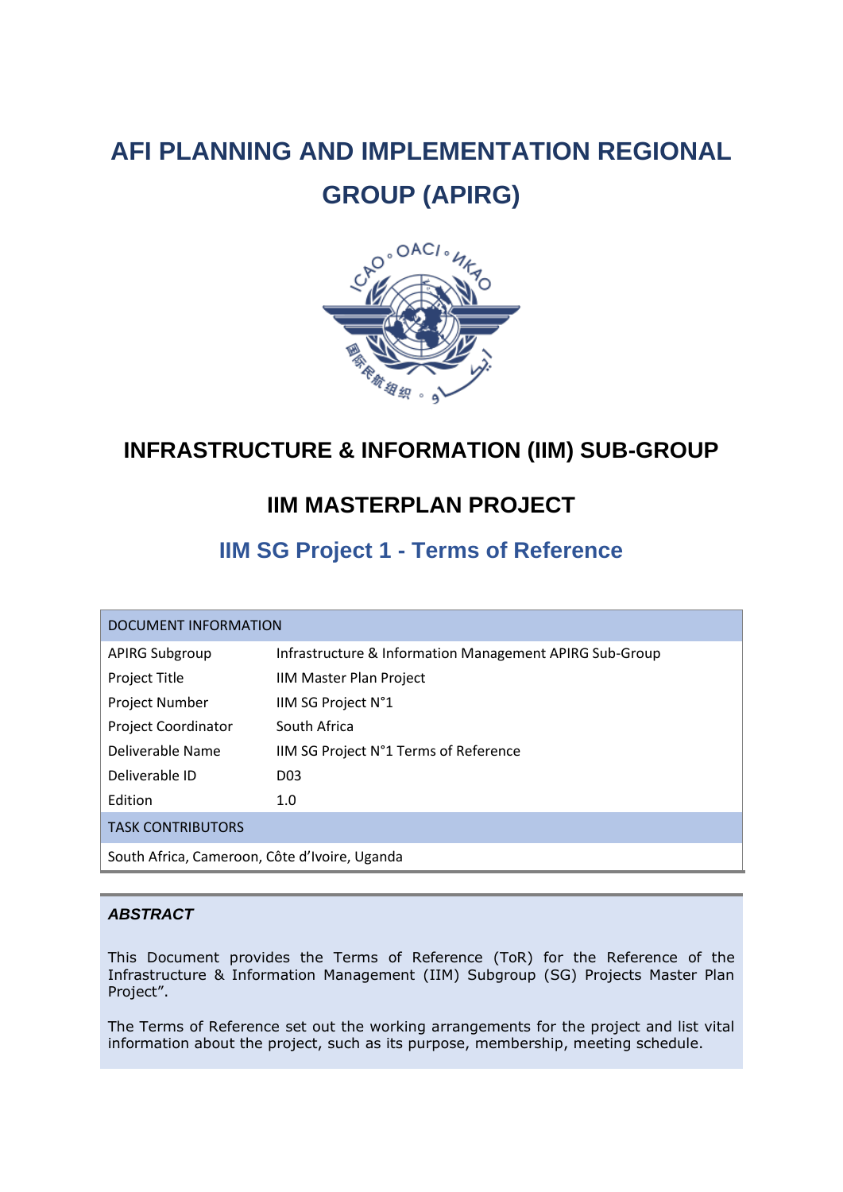# AFI PLANNING AND IMPLEMENTATION REGIONAL GROUP (APIRG)

## INFRASTRUCTURE & INFORMATION (IIM) SUB-GROUP

## IIM MASTERPLAN PROJECT

## IIM SG Project 1 - Terms of Reference

| DOCUMENT INFORMATION | |
|---|---|
| APIRG Subgroup | Infrastructure & Information Management APIRG Sub-Group |
| Project Title | IIM Master Plan Project |
| Project Number | IIM SG Project N°1 |
| Project Coordinator | South Africa |
| Deliverable Name | IIM SG Project N°1 Terms of Reference |
| Deliverable ID | D03 |
| Edition | 1.0 |
| TASK CONTRIBUTORS | |
| South Africa, Cameroon, Côte d'Ivoire, Uganda | |

***ABSTRACT***

This Document provides the Terms of Reference (ToR) for the Reference of the Infrastructure & Information Management (IIM) Subgroup (SG) Projects Master Plan Project".

The Terms of Reference set out the working arrangements for the project and list vital information about the project, such as its purpose, membership, meeting schedule.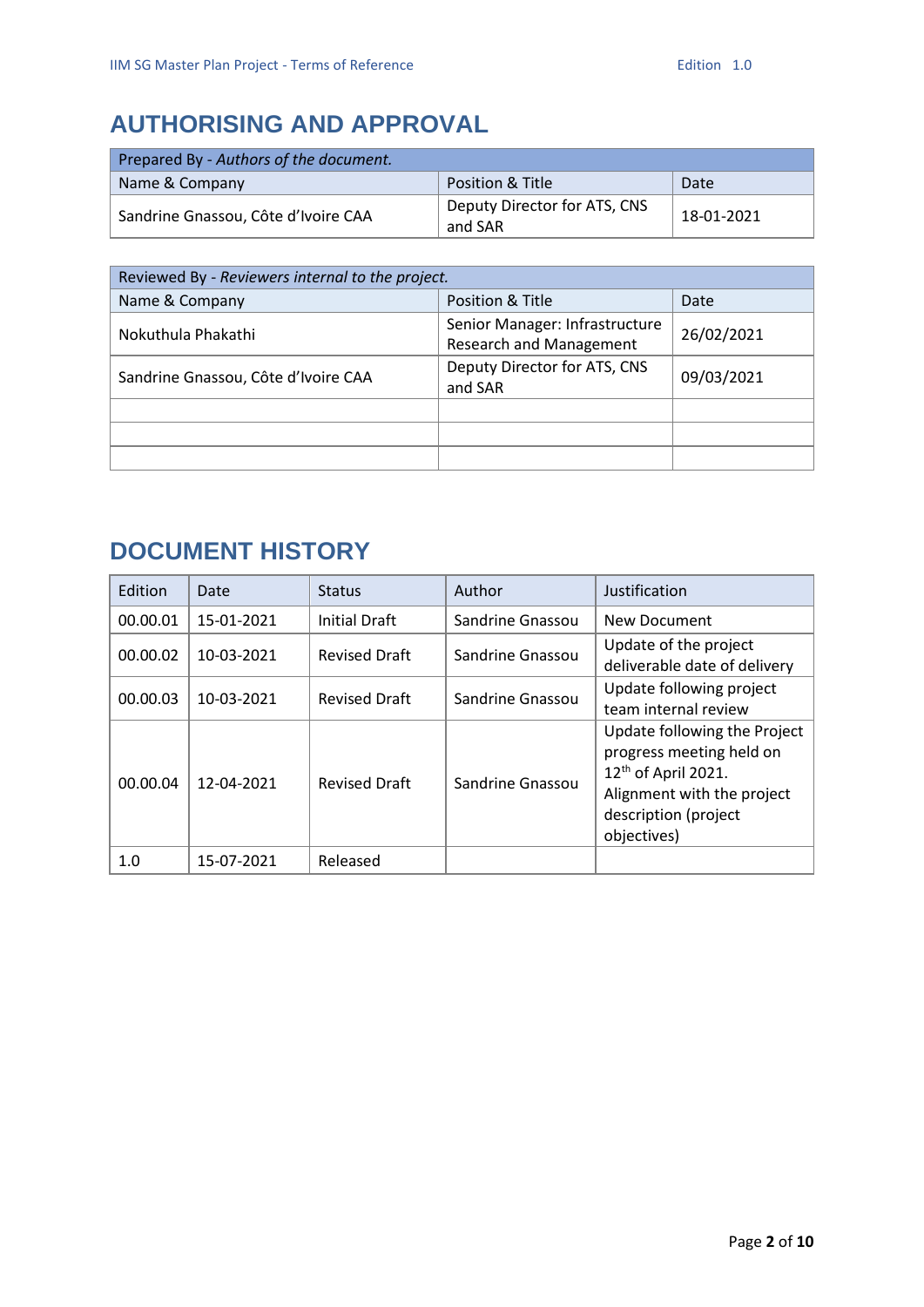# AUTHORISING AND APPROVAL

| Prepared By - *Authors of the document.* | | |
|---|---|---|
| Name & Company | Position & Title | Date |
| Sandrine Gnassou, Côte d'Ivoire CAA | Deputy Director for ATS, CNS and SAR | 18-01-2021 |

| Reviewed By - *Reviewers internal to the project.* | | |
|---|---|---|
| Name & Company | Position & Title | Date |
| Nokuthula Phakathi | Senior Manager: Infrastructure Research and Management | 26/02/2021 |
| Sandrine Gnassou, Côte d'Ivoire CAA | Deputy Director for ATS, CNS and SAR | 09/03/2021 |
| | | |
| | | |
| | | |

# DOCUMENT HISTORY

| Edition | Date | Status | Author | Justification |
|---|---|---|---|---|
| 00.00.01 | 15-01-2021 | Initial Draft | Sandrine Gnassou | New Document |
| 00.00.02 | 10-03-2021 | Revised Draft | Sandrine Gnassou | Update of the project deliverable date of delivery |
| 00.00.03 | 10-03-2021 | Revised Draft | Sandrine Gnassou | Update following project team internal review |
| 00.00.04 | 12-04-2021 | Revised Draft | Sandrine Gnassou | Update following the Project progress meeting held on 12th of April 2021. Alignment with the project description (project objectives) |
| 1.0 | 15-07-2021 | Released | | |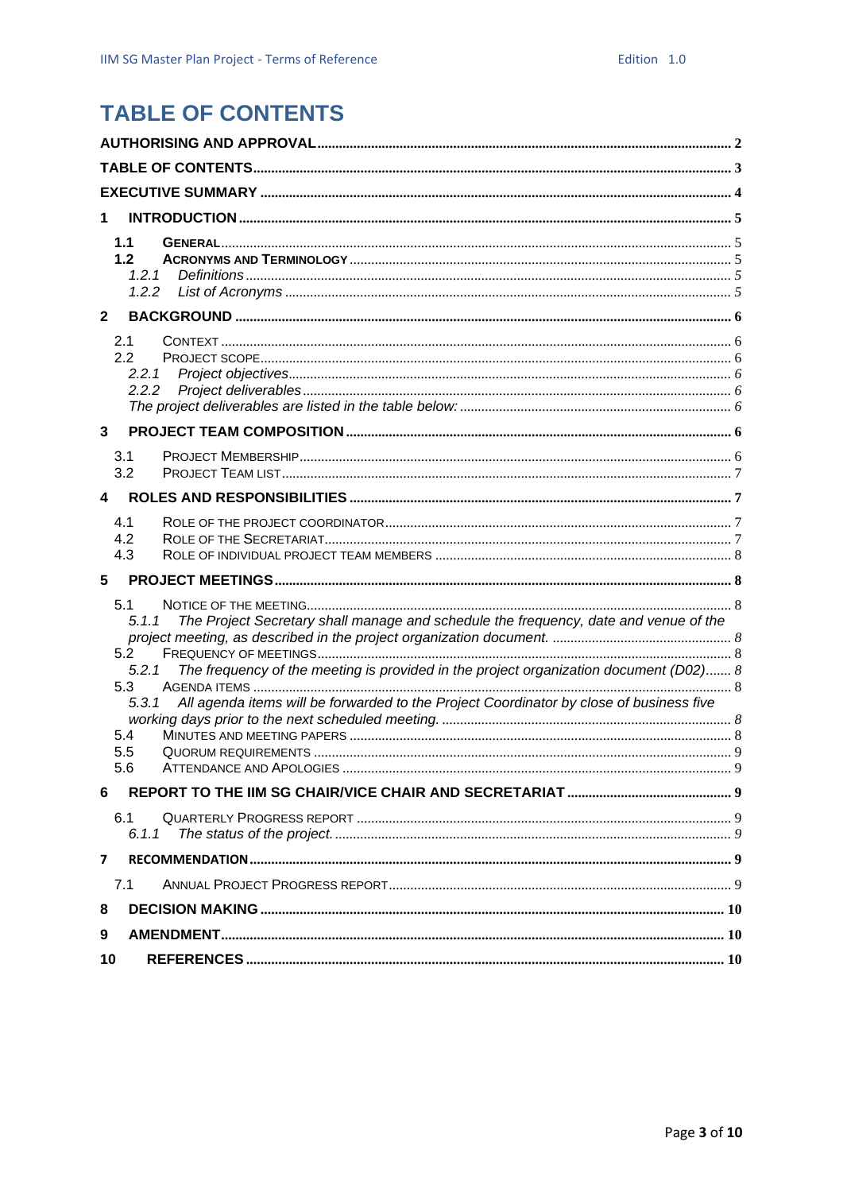# TABLE OF CONTENTS

**AUTHORISING AND APPROVAL** .......... 2

**TABLE OF CONTENTS** .......... 3

**EXECUTIVE SUMMARY** .......... 4

**1 INTRODUCTION** .......... 5

- 1.1 GENERAL .......... 5
- 1.2 ACRONYMS AND TERMINOLOGY .......... 5
  - *1.2.1 Definitions* .......... 5
  - *1.2.2 List of Acronyms* .......... 5

**2 BACKGROUND** .......... 6

- 2.1 CONTEXT .......... 6
- 2.2 PROJECT SCOPE .......... 6
  - *2.2.1 Project objectives* .......... 6
  - *2.2.2 Project deliverables* .......... 6
  - *The project deliverables are listed in the table below:* .......... 6

**3 PROJECT TEAM COMPOSITION** .......... 6

- 3.1 PROJECT MEMBERSHIP .......... 6
- 3.2 PROJECT TEAM LIST .......... 7

**4 ROLES AND RESPONSIBILITIES** .......... 7

- 4.1 ROLE OF THE PROJECT COORDINATOR .......... 7
- 4.2 ROLE OF THE SECRETARIAT .......... 7
- 4.3 ROLE OF INDIVIDUAL PROJECT TEAM MEMBERS .......... 8

**5 PROJECT MEETINGS** .......... 8

- 5.1 NOTICE OF THE MEETING .......... 8
  - *5.1.1 The Project Secretary shall manage and schedule the frequency, date and venue of the project meeting, as described in the project organization document.* .......... 8
- 5.2 FREQUENCY OF MEETINGS .......... 8
  - *5.2.1 The frequency of the meeting is provided in the project organization document (D02)* .......... 8
- 5.3 AGENDA ITEMS .......... 8
  - *5.3.1 All agenda items will be forwarded to the Project Coordinator by close of business five working days prior to the next scheduled meeting.* .......... 8
- 5.4 MINUTES AND MEETING PAPERS .......... 8
- 5.5 QUORUM REQUIREMENTS .......... 9
- 5.6 ATTENDANCE AND APOLOGIES .......... 9

**6 REPORT TO THE IIM SG CHAIR/VICE CHAIR AND SECRETARIAT** .......... 9

- 6.1 QUARTERLY PROGRESS REPORT .......... 9
  - *6.1.1 The status of the project.* .......... 9

**7 RECOMMENDATION** .......... 9

- 7.1 ANNUAL PROJECT PROGRESS REPORT .......... 9

**8 DECISION MAKING** .......... 10

**9 AMENDMENT** .......... 10

**10 REFERENCES** .......... 10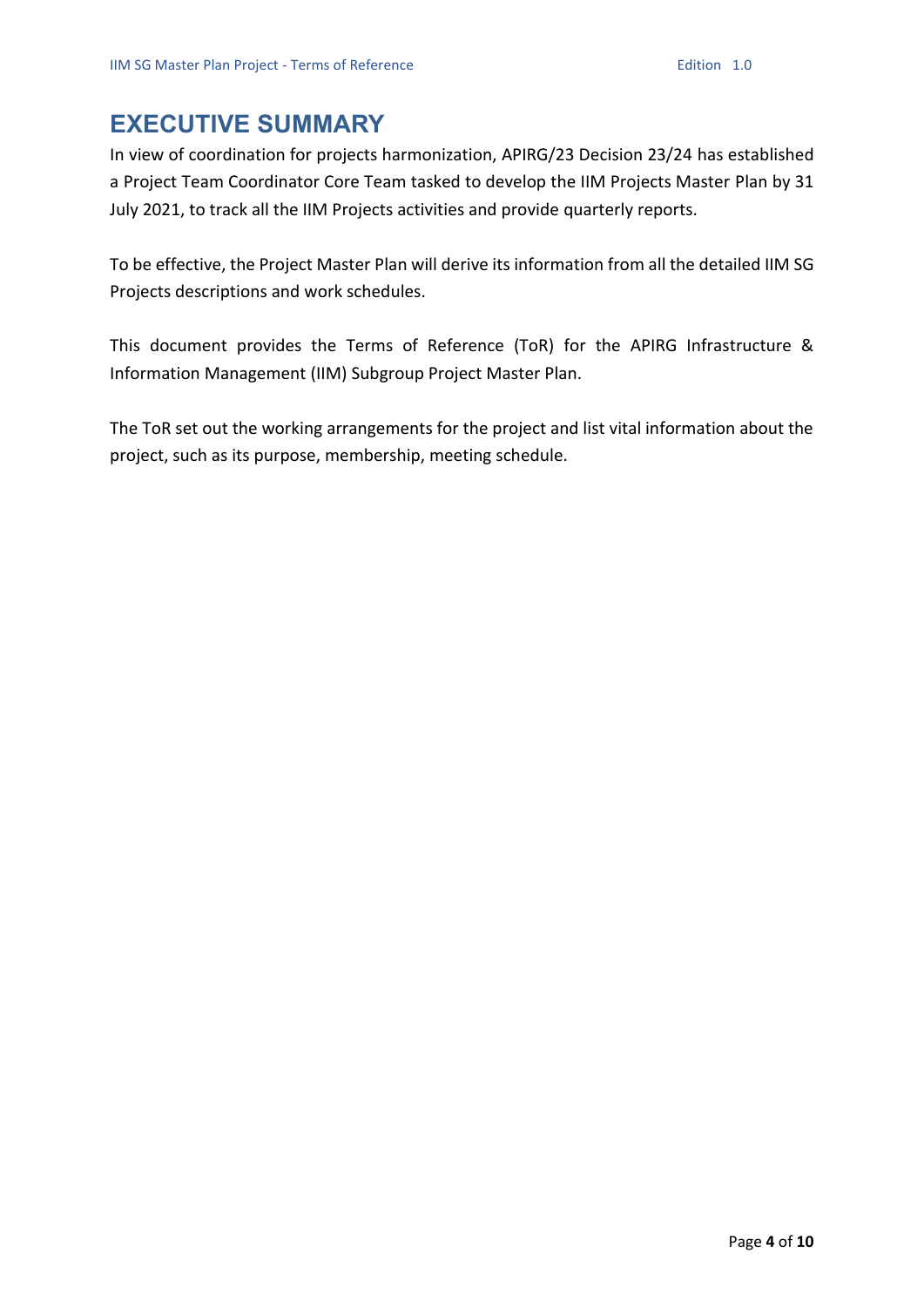# EXECUTIVE SUMMARY

In view of coordination for projects harmonization, APIRG/23 Decision 23/24 has established a Project Team Coordinator Core Team tasked to develop the IIM Projects Master Plan by 31 July 2021, to track all the IIM Projects activities and provide quarterly reports.

To be effective, the Project Master Plan will derive its information from all the detailed IIM SG Projects descriptions and work schedules.

This document provides the Terms of Reference (ToR) for the APIRG Infrastructure & Information Management (IIM) Subgroup Project Master Plan.

The ToR set out the working arrangements for the project and list vital information about the project, such as its purpose, membership, meeting schedule.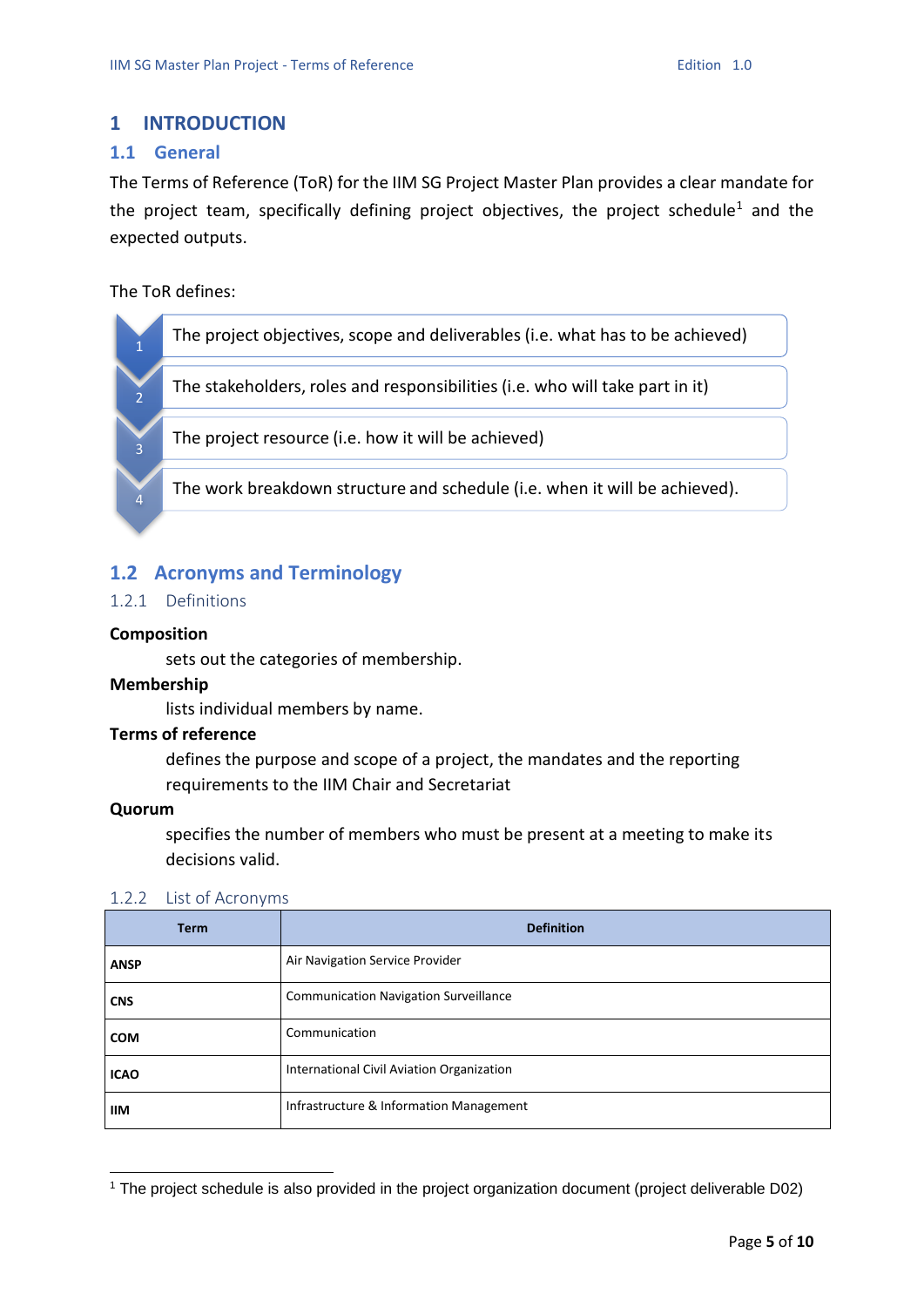# 1 INTRODUCTION

## 1.1 General

The Terms of Reference (ToR) for the IIM SG Project Master Plan provides a clear mandate for the project team, specifically defining project objectives, the project schedule[1] and the expected outputs.

The ToR defines:

1. The project objectives, scope and deliverables (i.e. what has to be achieved)
2. The stakeholders, roles and responsibilities (i.e. who will take part in it)
3. The project resource (i.e. how it will be achieved)
4. The work breakdown structure and schedule (i.e. when it will be achieved).

## 1.2 Acronyms and Terminology

### 1.2.1 Definitions

**Composition**

sets out the categories of membership.

**Membership**

lists individual members by name.

**Terms of reference**

defines the purpose and scope of a project, the mandates and the reporting requirements to the IIM Chair and Secretariat

**Quorum**

specifies the number of members who must be present at a meeting to make its decisions valid.

### 1.2.2 List of Acronyms

| Term | Definition |
| --- | --- |
| **ANSP** | Air Navigation Service Provider |
| **CNS** | Communication Navigation Surveillance |
| **COM** | Communication |
| **ICAO** | International Civil Aviation Organization |
| **IIM** | Infrastructure & Information Management |

[1] The project schedule is also provided in the project organization document (project deliverable D02)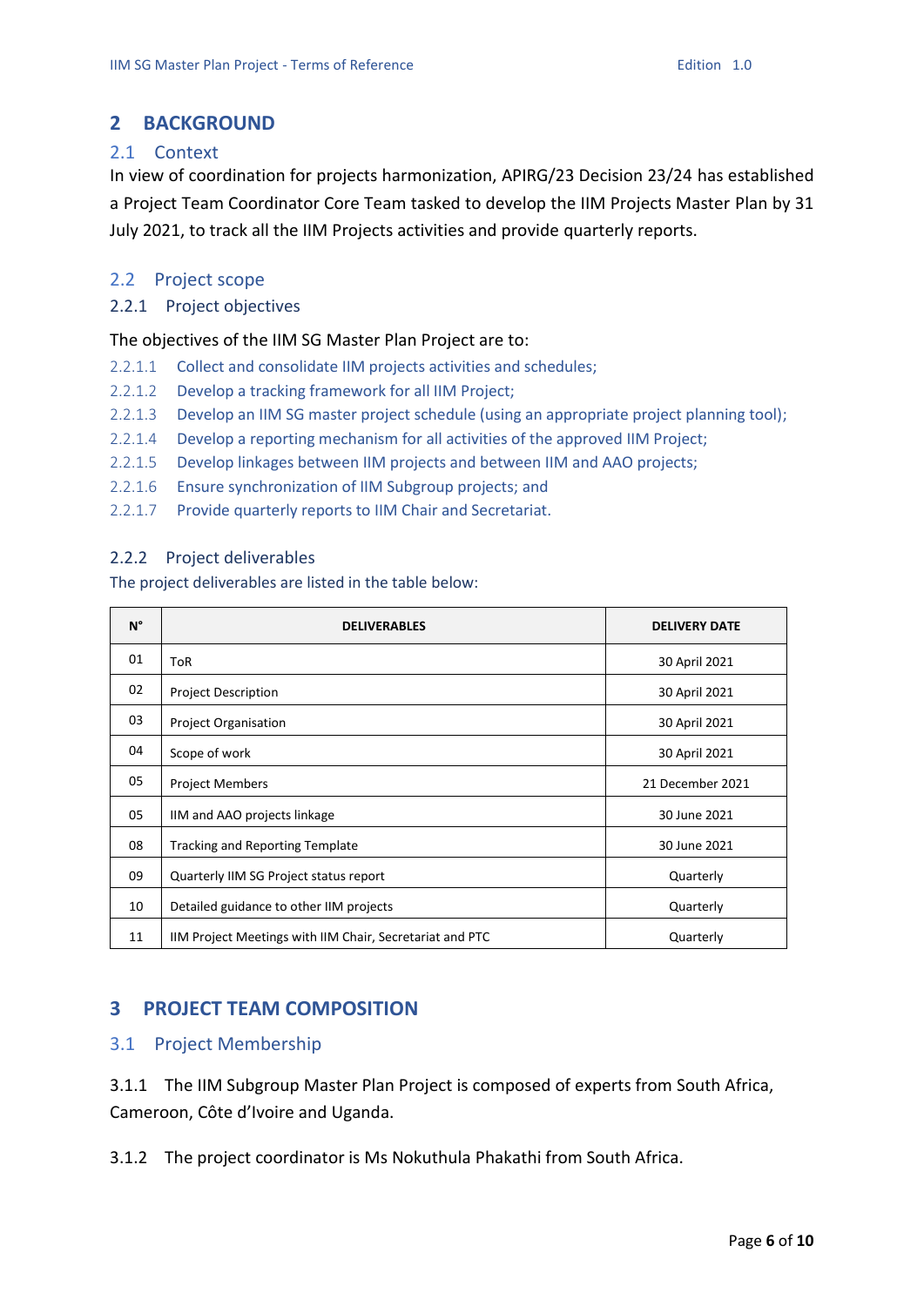# 2 BACKGROUND

## 2.1 Context

In view of coordination for projects harmonization, APIRG/23 Decision 23/24 has established a Project Team Coordinator Core Team tasked to develop the IIM Projects Master Plan by 31 July 2021, to track all the IIM Projects activities and provide quarterly reports.

## 2.2 Project scope

### 2.2.1 Project objectives

The objectives of the IIM SG Master Plan Project are to:

2.2.1.1 Collect and consolidate IIM projects activities and schedules;

2.2.1.2 Develop a tracking framework for all IIM Project;

2.2.1.3 Develop an IIM SG master project schedule (using an appropriate project planning tool);

2.2.1.4 Develop a reporting mechanism for all activities of the approved IIM Project;

2.2.1.5 Develop linkages between IIM projects and between IIM and AAO projects;

2.2.1.6 Ensure synchronization of IIM Subgroup projects; and

2.2.1.7 Provide quarterly reports to IIM Chair and Secretariat.

### 2.2.2 Project deliverables

The project deliverables are listed in the table below:

| N° | DELIVERABLES | DELIVERY DATE |
|---|---|---|
| 01 | ToR | 30 April 2021 |
| 02 | Project Description | 30 April 2021 |
| 03 | Project Organisation | 30 April 2021 |
| 04 | Scope of work | 30 April 2021 |
| 05 | Project Members | 21 December 2021 |
| 05 | IIM and AAO projects linkage | 30 June 2021 |
| 08 | Tracking and Reporting Template | 30 June 2021 |
| 09 | Quarterly IIM SG Project status report | Quarterly |
| 10 | Detailed guidance to other IIM projects | Quarterly |
| 11 | IIM Project Meetings with IIM Chair, Secretariat and PTC | Quarterly |

# 3 PROJECT TEAM COMPOSITION

## 3.1 Project Membership

3.1.1 The IIM Subgroup Master Plan Project is composed of experts from South Africa, Cameroon, Côte d'Ivoire and Uganda.

3.1.2 The project coordinator is Ms Nokuthula Phakathi from South Africa.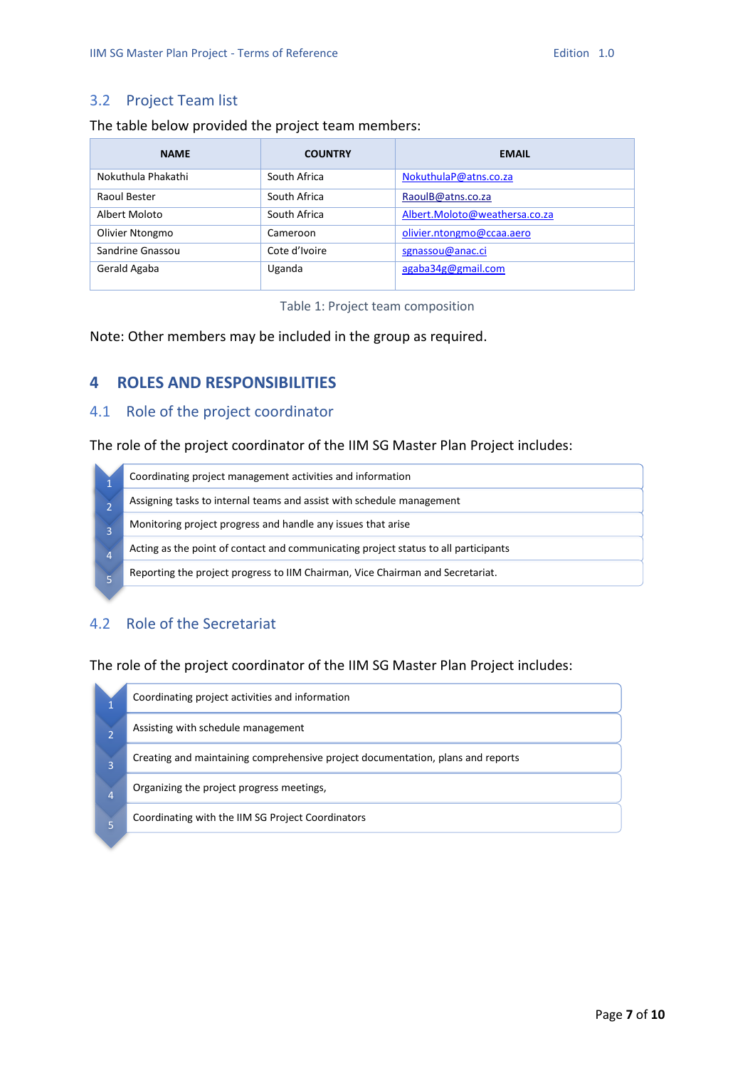## 3.2 Project Team list

The table below provided the project team members:

| NAME | COUNTRY | EMAIL |
| --- | --- | --- |
| Nokuthula Phakathi | South Africa | NokuthulaP@atns.co.za |
| Raoul Bester | South Africa | RaoulB@atns.co.za |
| Albert Moloto | South Africa | Albert.Moloto@weathersa.co.za |
| Olivier Ntongmo | Cameroon | olivier.ntongmo@ccaa.aero |
| Sandrine Gnassou | Cote d'Ivoire | sgnassou@anac.ci |
| Gerald Agaba | Uganda | agaba34g@gmail.com |

Table 1: Project team composition

Note: Other members may be included in the group as required.

# 4 ROLES AND RESPONSIBILITIES

## 4.1 Role of the project coordinator

The role of the project coordinator of the IIM SG Master Plan Project includes:

1. Coordinating project management activities and information
2. Assigning tasks to internal teams and assist with schedule management
3. Monitoring project progress and handle any issues that arise
4. Acting as the point of contact and communicating project status to all participants
5. Reporting the project progress to IIM Chairman, Vice Chairman and Secretariat.

## 4.2 Role of the Secretariat

The role of the project coordinator of the IIM SG Master Plan Project includes:

1. Coordinating project activities and information
2. Assisting with schedule management
3. Creating and maintaining comprehensive project documentation, plans and reports
4. Organizing the project progress meetings,
5. Coordinating with the IIM SG Project Coordinators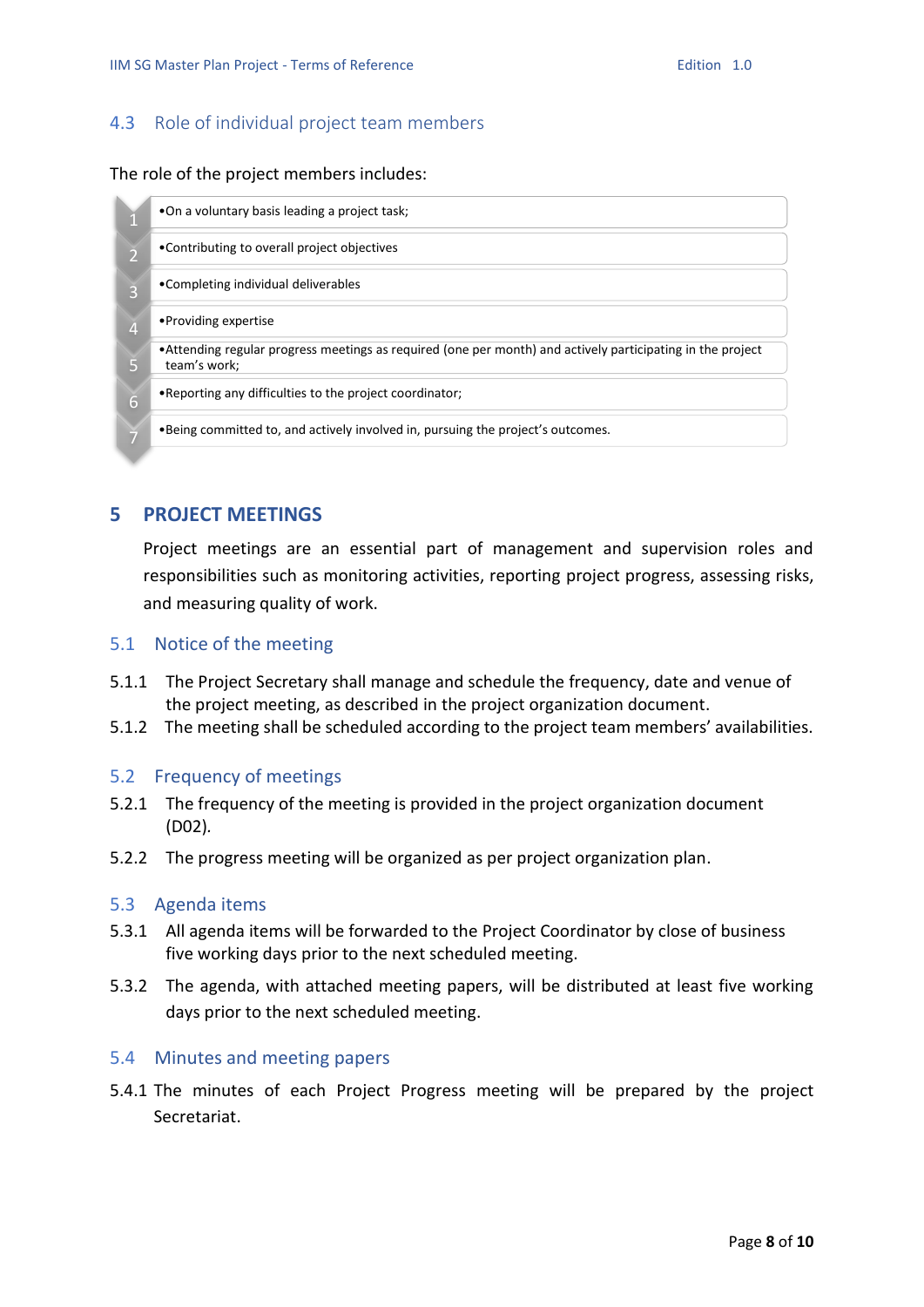### 4.3 Role of individual project team members

The role of the project members includes:

1. On a voluntary basis leading a project task;
2. Contributing to overall project objectives
3. Completing individual deliverables
4. Providing expertise
5. Attending regular progress meetings as required (one per month) and actively participating in the project team's work;
6. Reporting any difficulties to the project coordinator;
7. Being committed to, and actively involved in, pursuing the project's outcomes.

## 5 PROJECT MEETINGS

Project meetings are an essential part of management and supervision roles and responsibilities such as monitoring activities, reporting project progress, assessing risks, and measuring quality of work.

### 5.1 Notice of the meeting

5.1.1 The Project Secretary shall manage and schedule the frequency, date and venue of the project meeting, as described in the project organization document.

5.1.2 The meeting shall be scheduled according to the project team members' availabilities.

### 5.2 Frequency of meetings

5.2.1 The frequency of the meeting is provided in the project organization document (D02).

5.2.2 The progress meeting will be organized as per project organization plan.

### 5.3 Agenda items

5.3.1 All agenda items will be forwarded to the Project Coordinator by close of business five working days prior to the next scheduled meeting.

5.3.2 The agenda, with attached meeting papers, will be distributed at least five working days prior to the next scheduled meeting.

### 5.4 Minutes and meeting papers

5.4.1 The minutes of each Project Progress meeting will be prepared by the project Secretariat.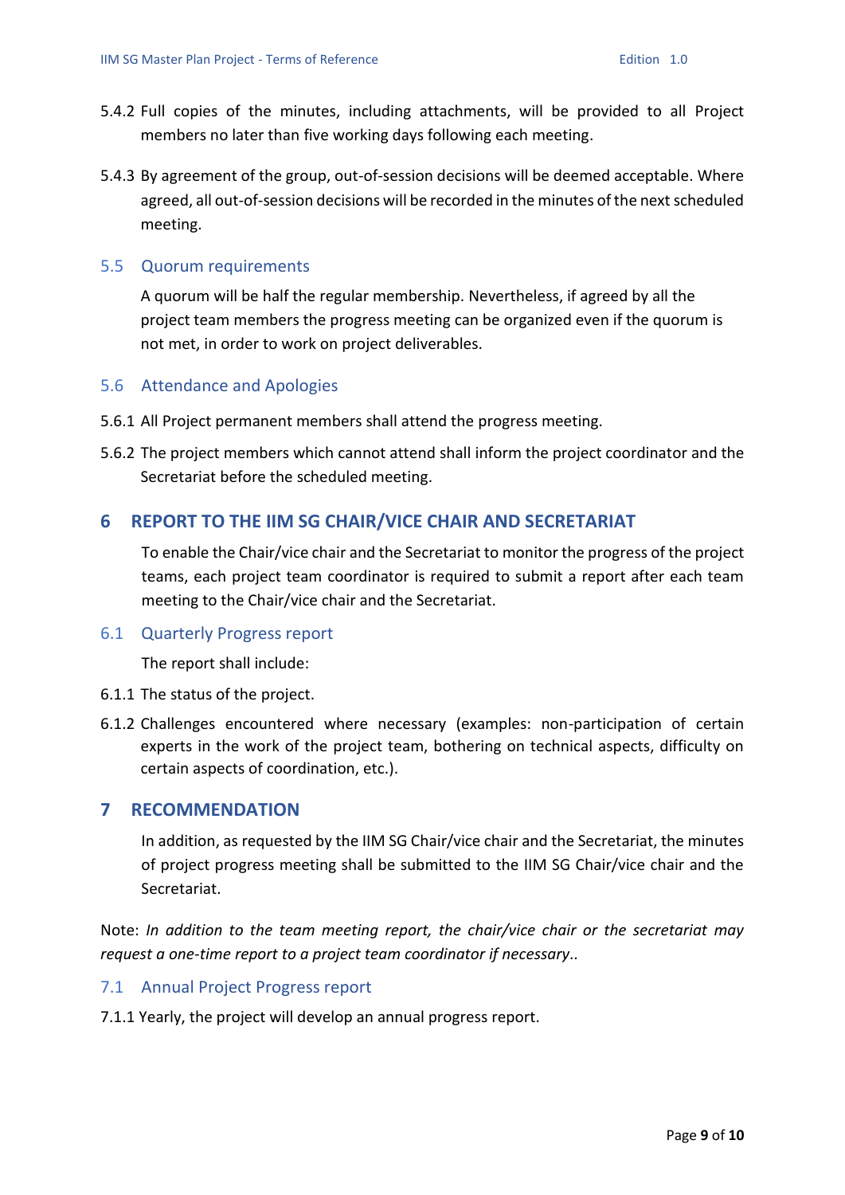5.4.2 Full copies of the minutes, including attachments, will be provided to all Project members no later than five working days following each meeting.

5.4.3 By agreement of the group, out-of-session decisions will be deemed acceptable. Where agreed, all out-of-session decisions will be recorded in the minutes of the next scheduled meeting.

### 5.5 Quorum requirements

A quorum will be half the regular membership. Nevertheless, if agreed by all the project team members the progress meeting can be organized even if the quorum is not met, in order to work on project deliverables.

### 5.6 Attendance and Apologies

5.6.1 All Project permanent members shall attend the progress meeting.

5.6.2 The project members which cannot attend shall inform the project coordinator and the Secretariat before the scheduled meeting.

## 6 REPORT TO THE IIM SG CHAIR/VICE CHAIR AND SECRETARIAT

To enable the Chair/vice chair and the Secretariat to monitor the progress of the project teams, each project team coordinator is required to submit a report after each team meeting to the Chair/vice chair and the Secretariat.

### 6.1 Quarterly Progress report

The report shall include:

6.1.1 The status of the project.

6.1.2 Challenges encountered where necessary (examples: non-participation of certain experts in the work of the project team, bothering on technical aspects, difficulty on certain aspects of coordination, etc.).

## 7 RECOMMENDATION

In addition, as requested by the IIM SG Chair/vice chair and the Secretariat, the minutes of project progress meeting shall be submitted to the IIM SG Chair/vice chair and the Secretariat.

Note: *In addition to the team meeting report, the chair/vice chair or the secretariat may request a one-time report to a project team coordinator if necessary..*

### 7.1 Annual Project Progress report

7.1.1 Yearly, the project will develop an annual progress report.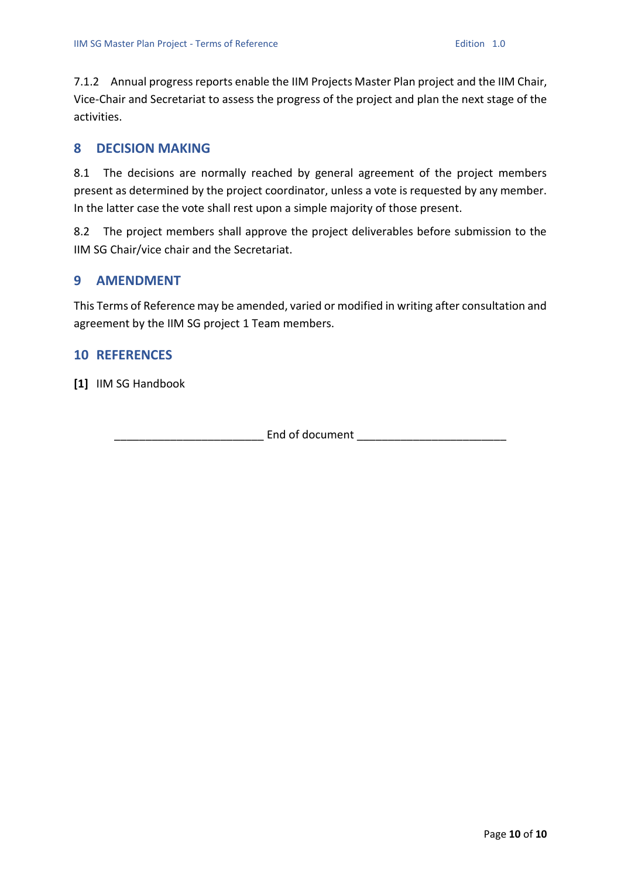7.1.2 Annual progress reports enable the IIM Projects Master Plan project and the IIM Chair, Vice-Chair and Secretariat to assess the progress of the project and plan the next stage of the activities.

## 8 DECISION MAKING

8.1 The decisions are normally reached by general agreement of the project members present as determined by the project coordinator, unless a vote is requested by any member. In the latter case the vote shall rest upon a simple majority of those present.

8.2 The project members shall approve the project deliverables before submission to the IIM SG Chair/vice chair and the Secretariat.

## 9 AMENDMENT

This Terms of Reference may be amended, varied or modified in writing after consultation and agreement by the IIM SG project 1 Team members.

## 10 REFERENCES

**[1]** IIM SG Handbook

________________________ End of document ________________________